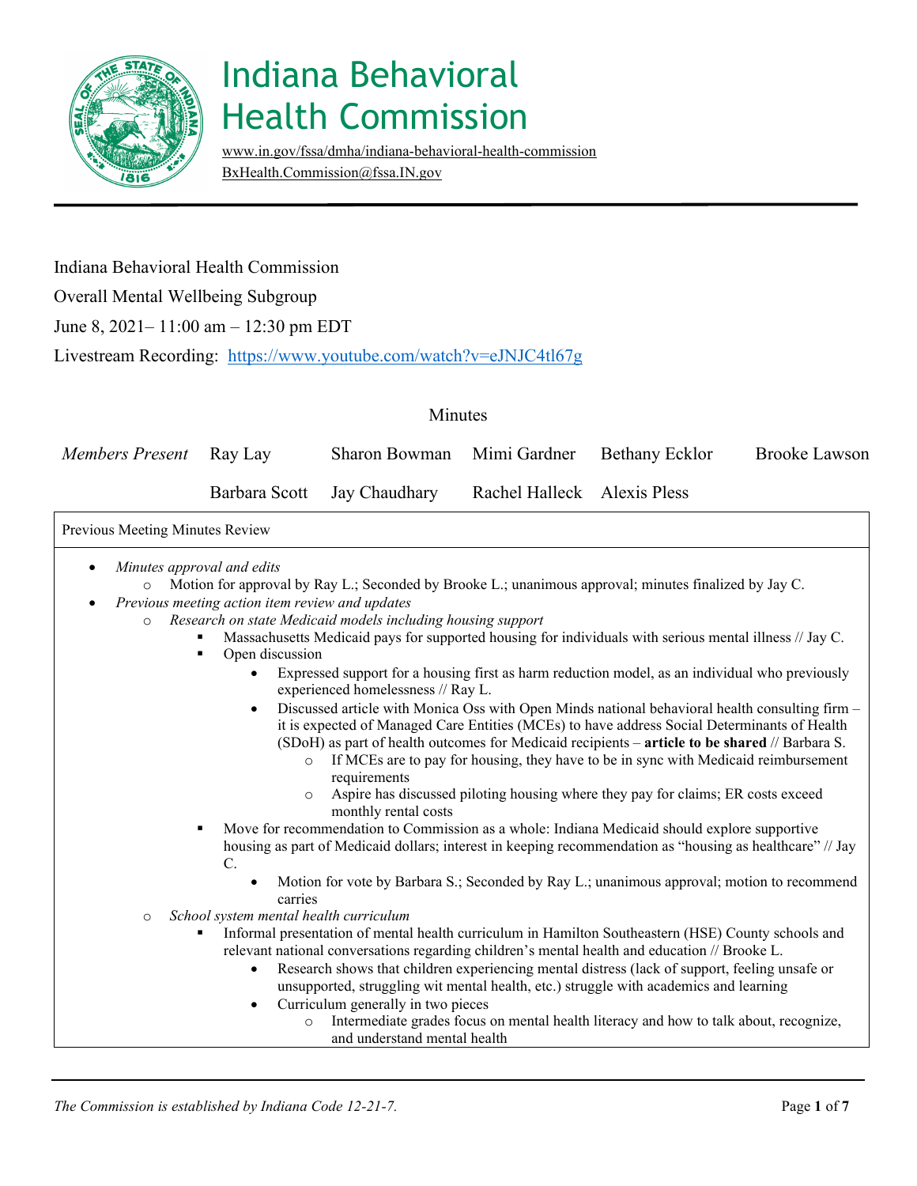# Indiana Behavioral Health Commission

www.in.gov/fssa/dmha/indiana-behavioral-health-commission
BxHealth.Commission@fssa.IN.gov

Indiana Behavioral Health Commission

Overall Mental Wellbeing Subgroup

June 8, 2021– 11:00 am – 12:30 pm EDT

Livestream Recording: https://www.youtube.com/watch?v=eJNJC4tl67g

Minutes

| *Members Present* | Ray Lay | Sharon Bowman | Mimi Gardner | Bethany Ecklor | Brooke Lawson |
|---|---|---|---|---|---|
| | Barbara Scott | Jay Chaudhary | Rachel Halleck | Alexis Pless | |

Previous Meeting Minutes Review

- *Minutes approval and edits*
  - Motion for approval by Ray L.; Seconded by Brooke L.; unanimous approval; minutes finalized by Jay C.
- *Previous meeting action item review and updates*
  - *Research on state Medicaid models including housing support*
    - Massachusetts Medicaid pays for supported housing for individuals with serious mental illness // Jay C.
    - Open discussion
      - Expressed support for a housing first as harm reduction model, as an individual who previously experienced homelessness // Ray L.
      - Discussed article with Monica Oss with Open Minds national behavioral health consulting firm – it is expected of Managed Care Entities (MCEs) to have address Social Determinants of Health (SDoH) as part of health outcomes for Medicaid recipients – **article to be shared** // Barbara S.
        - If MCEs are to pay for housing, they have to be in sync with Medicaid reimbursement requirements
        - Aspire has discussed piloting housing where they pay for claims; ER costs exceed monthly rental costs
    - Move for recommendation to Commission as a whole: Indiana Medicaid should explore supportive housing as part of Medicaid dollars; interest in keeping recommendation as "housing as healthcare" // Jay C.
      - Motion for vote by Barbara S.; Seconded by Ray L.; unanimous approval; motion to recommend carries
  - *School system mental health curriculum*
    - Informal presentation of mental health curriculum in Hamilton Southeastern (HSE) County schools and relevant national conversations regarding children's mental health and education // Brooke L.
      - Research shows that children experiencing mental distress (lack of support, feeling unsafe or unsupported, struggling wit mental health, etc.) struggle with academics and learning
      - Curriculum generally in two pieces
        - Intermediate grades focus on mental health literacy and how to talk about, recognize, and understand mental health

*The Commission is established by Indiana Code 12-21-7.*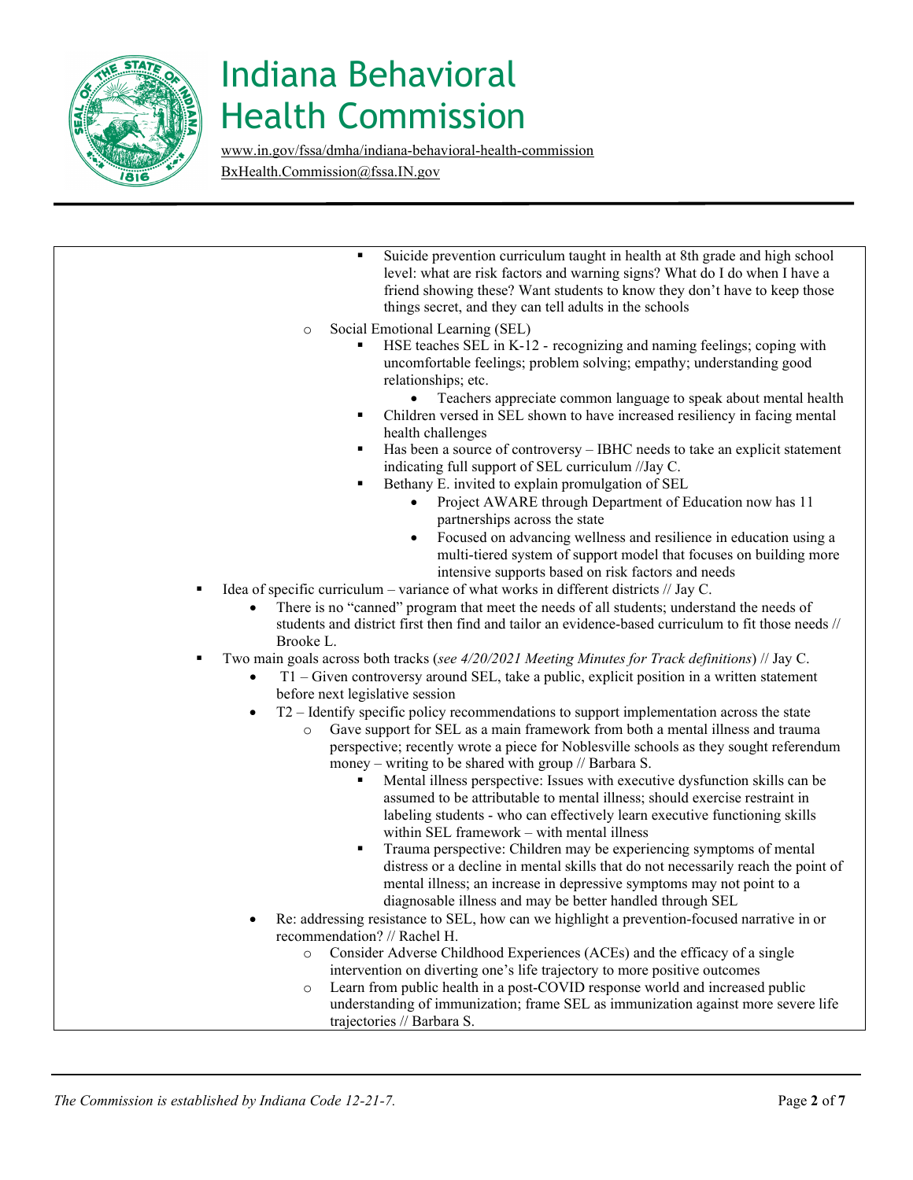- Suicide prevention curriculum taught in health at 8th grade and high school level: what are risk factors and warning signs? What do I do when I have a friend showing these? Want students to know they don't have to keep those things secret, and they can tell adults in the schools
  - Social Emotional Learning (SEL)
    - HSE teaches SEL in K-12 - recognizing and naming feelings; coping with uncomfortable feelings; problem solving; empathy; understanding good relationships; etc.
      - Teachers appreciate common language to speak about mental health
    - Children versed in SEL shown to have increased resiliency in facing mental health challenges
    - Has been a source of controversy – IBHC needs to take an explicit statement indicating full support of SEL curriculum //Jay C.
    - Bethany E. invited to explain promulgation of SEL
      - Project AWARE through Department of Education now has 11 partnerships across the state
      - Focused on advancing wellness and resilience in education using a multi-tiered system of support model that focuses on building more intensive supports based on risk factors and needs
- Idea of specific curriculum – variance of what works in different districts // Jay C.
  - There is no "canned" program that meet the needs of all students; understand the needs of students and district first then find and tailor an evidence-based curriculum to fit those needs // Brooke L.
- Two main goals across both tracks (*see 4/20/2021 Meeting Minutes for Track definitions*) // Jay C.
  - T1 – Given controversy around SEL, take a public, explicit position in a written statement before next legislative session
  - T2 – Identify specific policy recommendations to support implementation across the state
    - Gave support for SEL as a main framework from both a mental illness and trauma perspective; recently wrote a piece for Noblesville schools as they sought referendum money – writing to be shared with group // Barbara S.
      - Mental illness perspective: Issues with executive dysfunction skills can be assumed to be attributable to mental illness; should exercise restraint in labeling students - who can effectively learn executive functioning skills within SEL framework – with mental illness
      - Trauma perspective: Children may be experiencing symptoms of mental distress or a decline in mental skills that do not necessarily reach the point of mental illness; an increase in depressive symptoms may not point to a diagnosable illness and may be better handled through SEL
  - Re: addressing resistance to SEL, how can we highlight a prevention-focused narrative in or recommendation? // Rachel H.
    - Consider Adverse Childhood Experiences (ACEs) and the efficacy of a single intervention on diverting one's life trajectory to more positive outcomes
    - Learn from public health in a post-COVID response world and increased public understanding of immunization; frame SEL as immunization against more severe life trajectories // Barbara S.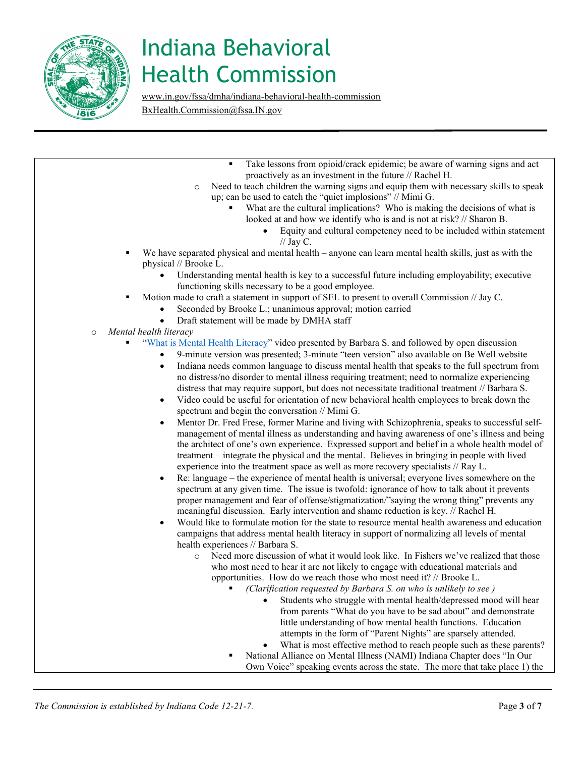# Indiana Behavioral Health Commission

www.in.gov/fssa/dmha/indiana-behavioral-health-commission
BxHealth.Commission@fssa.IN.gov

                - Take lessons from opioid/crack epidemic; be aware of warning signs and act proactively as an investment in the future // Rachel H.
            - Need to teach children the warning signs and equip them with necessary skills to speak up; can be used to catch the "quiet implosions" // Mimi G.
                - What are the cultural implications? Who is making the decisions of what is looked at and how we identify who is and is not at risk? // Sharon B.
                    - Equity and cultural competency need to be included within statement // Jay C.
    - We have separated physical and mental health – anyone can learn mental health skills, just as with the physical // Brooke L.
        - Understanding mental health is key to a successful future including employability; executive functioning skills necessary to be a good employee.
    - Motion made to craft a statement in support of SEL to present to overall Commission // Jay C.
        - Seconded by Brooke L.; unanimous approval; motion carried
        - Draft statement will be made by DMHA staff
- *Mental health literacy*
    - "What is Mental Health Literacy" video presented by Barbara S. and followed by open discussion
        - 9-minute version was presented; 3-minute "teen version" also available on Be Well website
        - Indiana needs common language to discuss mental health that speaks to the full spectrum from no distress/no disorder to mental illness requiring treatment; need to normalize experiencing distress that may require support, but does not necessitate traditional treatment // Barbara S.
        - Video could be useful for orientation of new behavioral health employees to break down the spectrum and begin the conversation // Mimi G.
        - Mentor Dr. Fred Frese, former Marine and living with Schizophrenia, speaks to successful self-management of mental illness as understanding and having awareness of one's illness and being the architect of one's own experience. Expressed support and belief in a whole health model of treatment – integrate the physical and the mental. Believes in bringing in people with lived experience into the treatment space as well as more recovery specialists // Ray L.
        - Re: language – the experience of mental health is universal; everyone lives somewhere on the spectrum at any given time. The issue is twofold: ignorance of how to talk about it prevents proper management and fear of offense/stigmatization/"saying the wrong thing" prevents any meaningful discussion. Early intervention and shame reduction is key. // Rachel H.
        - Would like to formulate motion for the state to resource mental health awareness and education campaigns that address mental health literacy in support of normalizing all levels of mental health experiences // Barbara S.
            - Need more discussion of what it would look like. In Fishers we've realized that those who most need to hear it are not likely to engage with educational materials and opportunities. How do we reach those who most need it? // Brooke L.
                - *(Clarification requested by Barbara S. on who is unlikely to see )*
                    - Students who struggle with mental health/depressed mood will hear from parents "What do you have to be sad about" and demonstrate little understanding of how mental health functions. Education attempts in the form of "Parent Nights" are sparsely attended.
                    - What is most effective method to reach people such as these parents?
                - National Alliance on Mental Illness (NAMI) Indiana Chapter does "In Our Own Voice" speaking events across the state. The more that take place 1) the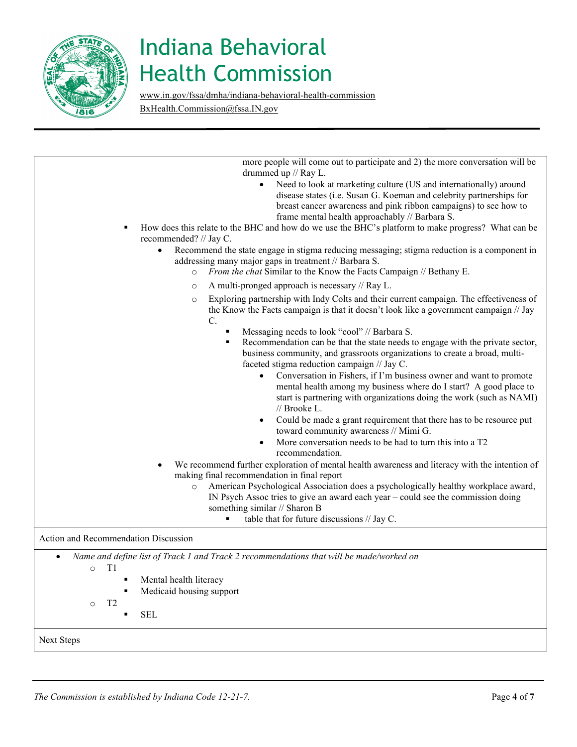more people will come out to participate and 2) the more conversation will be drummed up // Ray L.

- Need to look at marketing culture (US and internationally) around disease states (i.e. Susan G. Koeman and celebrity partnerships for breast cancer awareness and pink ribbon campaigns) to see how to frame mental health approachably // Barbara S.

- How does this relate to the BHC and how do we use the BHC's platform to make progress? What can be recommended? // Jay C.
  - Recommend the state engage in stigma reducing messaging; stigma reduction is a component in addressing many major gaps in treatment // Barbara S.
    - *From the chat* Similar to the Know the Facts Campaign // Bethany E.
    - A multi-pronged approach is necessary // Ray L.
    - Exploring partnership with Indy Colts and their current campaign. The effectiveness of the Know the Facts campaign is that it doesn't look like a government campaign // Jay C.
      - Messaging needs to look "cool" // Barbara S.
      - Recommendation can be that the state needs to engage with the private sector, business community, and grassroots organizations to create a broad, multi-faceted stigma reduction campaign // Jay C.
        - Conversation in Fishers, if I'm business owner and want to promote mental health among my business where do I start? A good place to start is partnering with organizations doing the work (such as NAMI) // Brooke L.
        - Could be made a grant requirement that there has to be resource put toward community awareness // Mimi G.
        - More conversation needs to be had to turn this into a T2 recommendation.
  - We recommend further exploration of mental health awareness and literacy with the intention of making final recommendation in final report
    - American Psychological Association does a psychologically healthy workplace award, IN Psych Assoc tries to give an award each year – could see the commission doing something similar // Sharon B
      - table that for future discussions // Jay C.

Action and Recommendation Discussion

- *Name and define list of Track 1 and Track 2 recommendations that will be made/worked on*
  - T1
    - Mental health literacy
    - Medicaid housing support
  - T2
    - SEL

Next Steps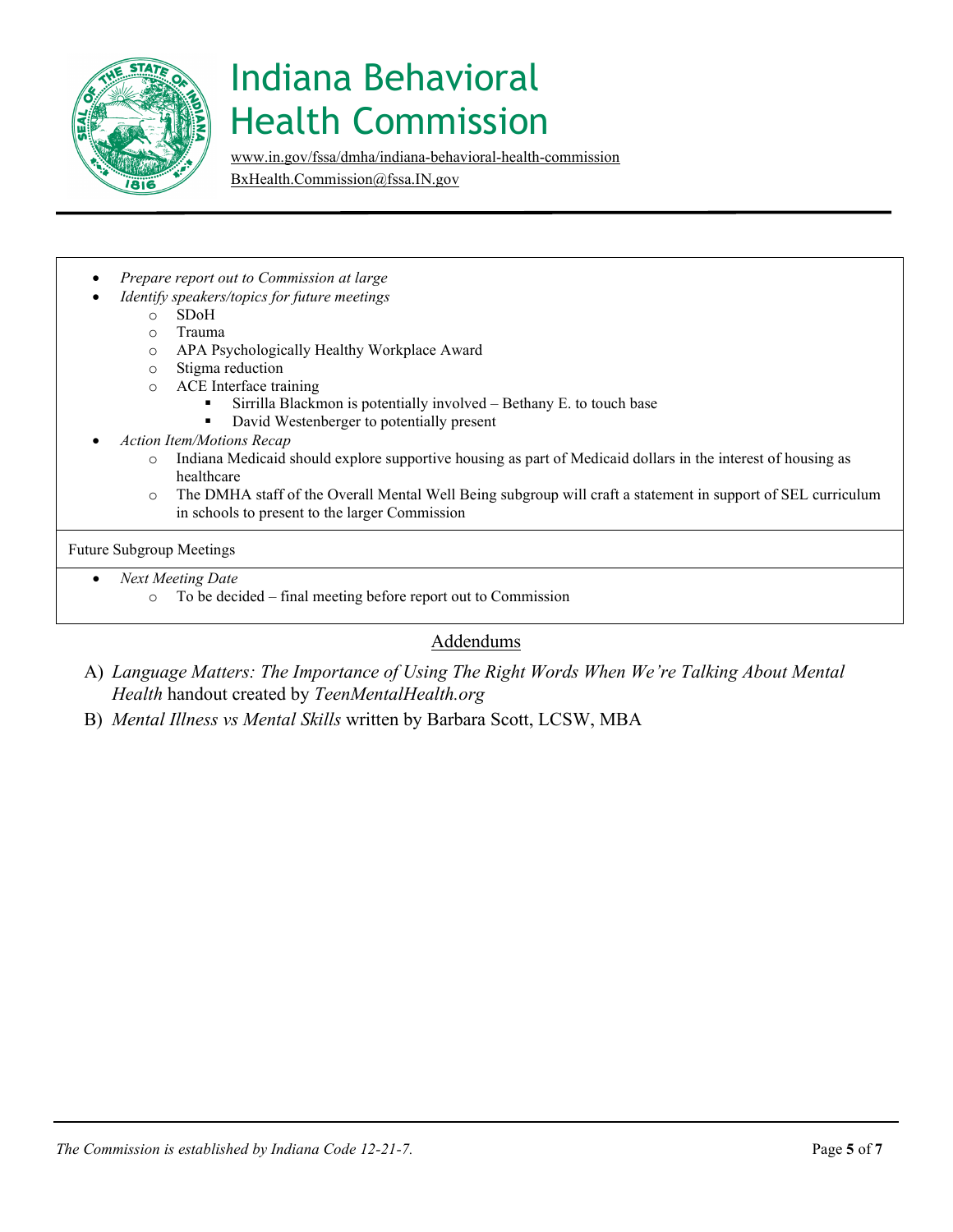- *Prepare report out to Commission at large*
- *Identify speakers/topics for future meetings*
  - SDoH
  - Trauma
  - APA Psychologically Healthy Workplace Award
  - Stigma reduction
  - ACE Interface training
    - Sirrilla Blackmon is potentially involved – Bethany E. to touch base
    - David Westenberger to potentially present
- *Action Item/Motions Recap*
  - Indiana Medicaid should explore supportive housing as part of Medicaid dollars in the interest of housing as healthcare
  - The DMHA staff of the Overall Mental Well Being subgroup will craft a statement in support of SEL curriculum in schools to present to the larger Commission

Future Subgroup Meetings

- *Next Meeting Date*
  - To be decided – final meeting before report out to Commission

## Addendums

A) *Language Matters: The Importance of Using The Right Words When We're Talking About Mental Health* handout created by *TeenMentalHealth.org*

B) *Mental Illness vs Mental Skills* written by Barbara Scott, LCSW, MBA